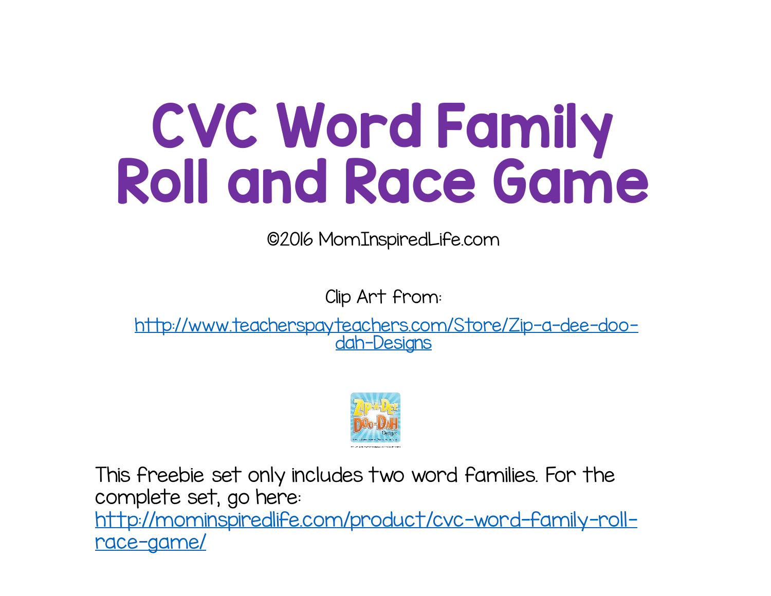# CVC Word Family Roll and Race Game

©2016 MomInspiredLife.com

Clip Art from:

http://www.teacherspayteachers.com/Store/Zip-a-dee-doo-dah-Designs

This freebie set only includes two word families. For the complete set, go here: http://mominspiredlife.com/product/cvc-word-family-roll-race-game/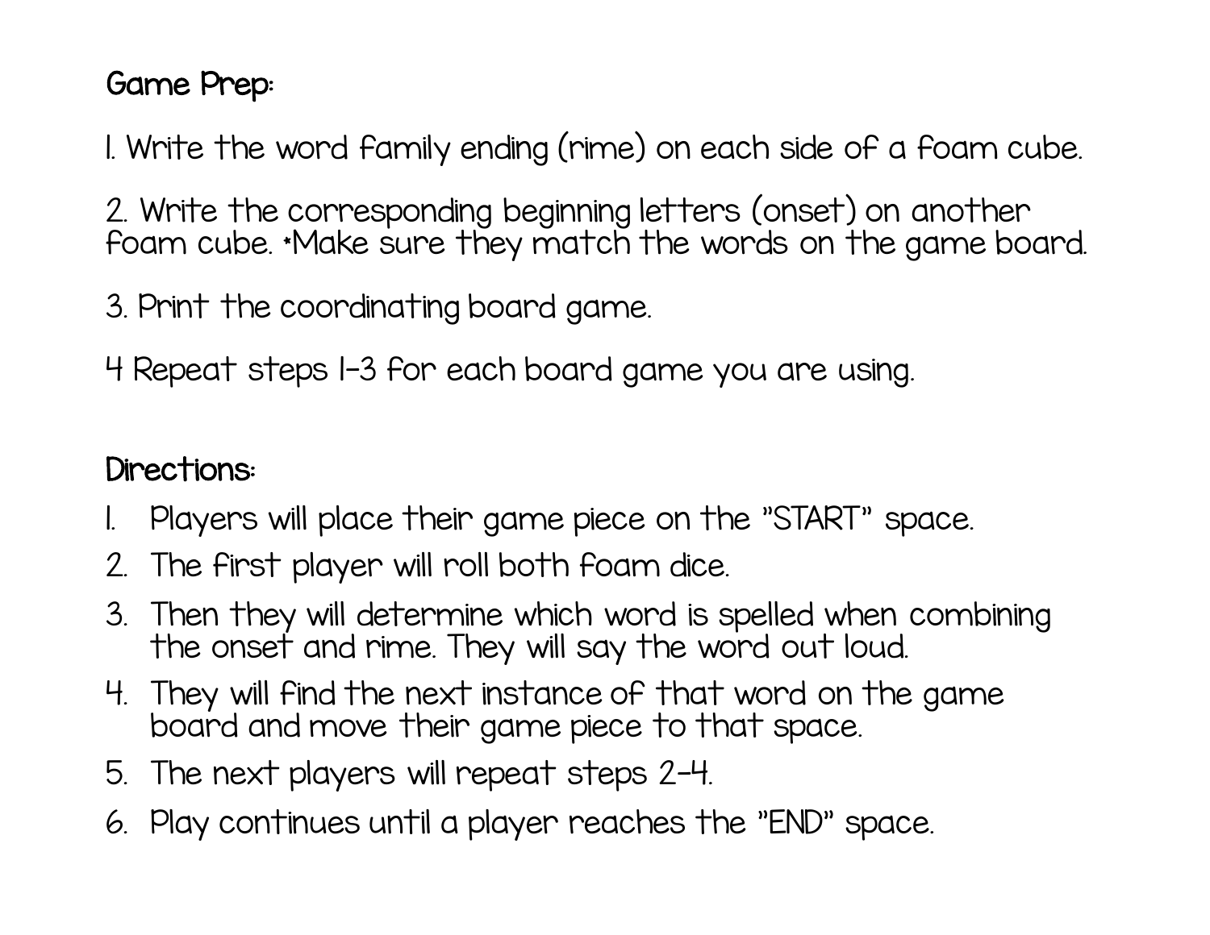## Game Prep:

1. Write the word family ending (rime) on each side of a foam cube.

2. Write the corresponding beginning letters (onset) on another foam cube. *Make sure they match the words on the game board.

3. Print the coordinating board game.

4 Repeat steps 1-3 for each board game you are using.

## Directions:

1. Players will place their game piece on the "START" space.
2. The first player will roll both foam dice.
3. Then they will determine which word is spelled when combining the onset and rime. They will say the word out loud.
4. They will find the next instance of that word on the game board and move their game piece to that space.
5. The next players will repeat steps 2-4.
6. Play continues until a player reaches the "END" space.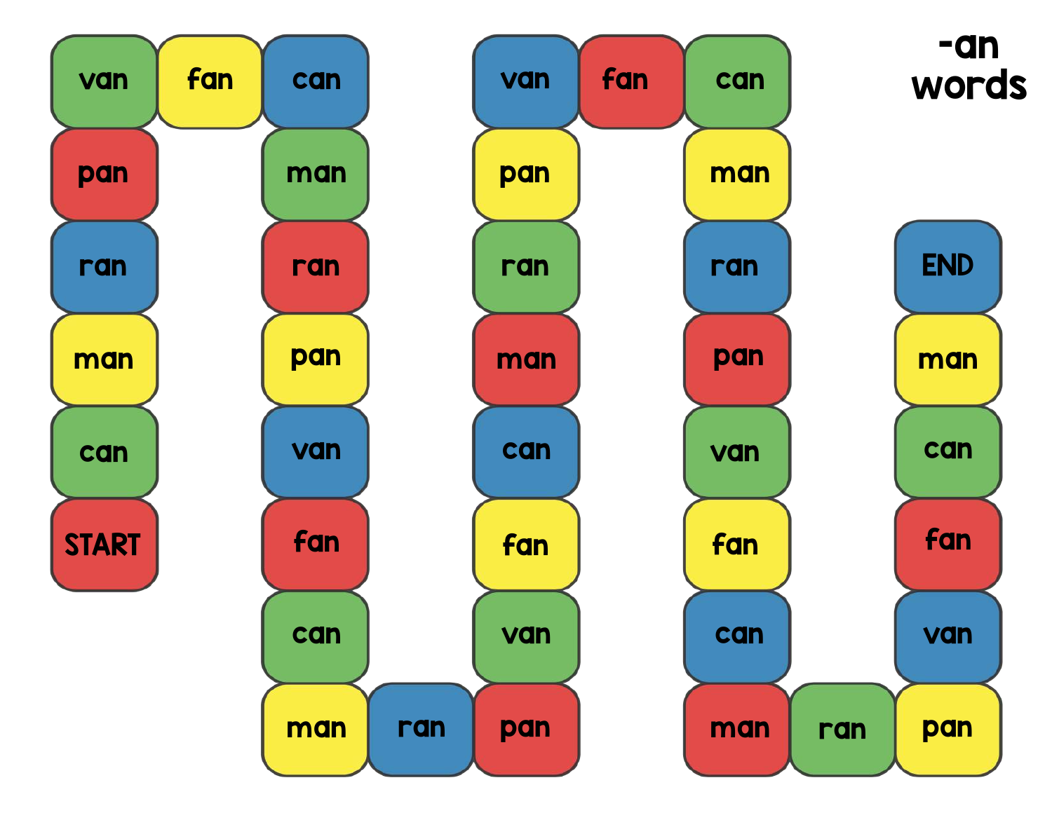# -an words

START

can

man

ran

pan

van

fan

can

man

ran

pan

van

fan

can

man

ran

pan

van

fan

can

man

ran

pan

van

fan

can

man

ran

pan

van

fan

can

man

ran

pan

van

fan

can

man

ran

pan

van

fan

can

man

END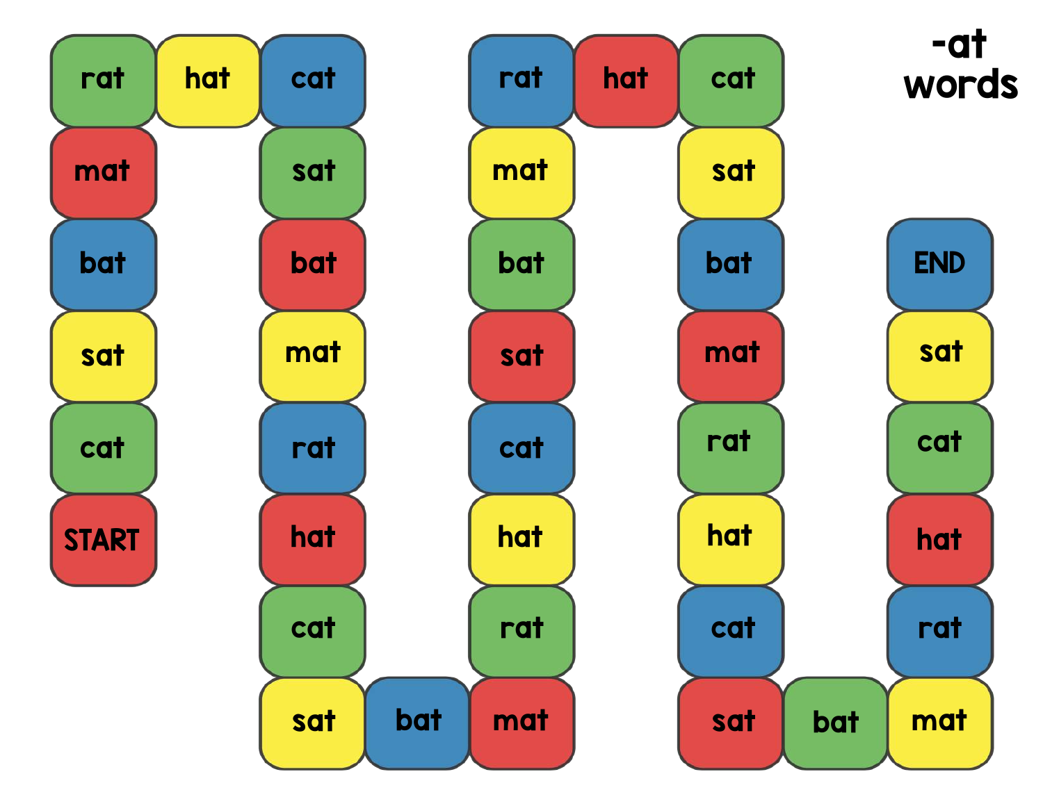# -at words

START
cat
sat
bat
mat
rat
hat
cat
sat
bat
mat
rat
hat
cat
sat
bat
mat
rat
hat
cat
sat
bat
mat
rat
hat
cat
sat
bat
mat
rat
hat
cat
sat
bat
mat
rat
hat
cat
sat
END